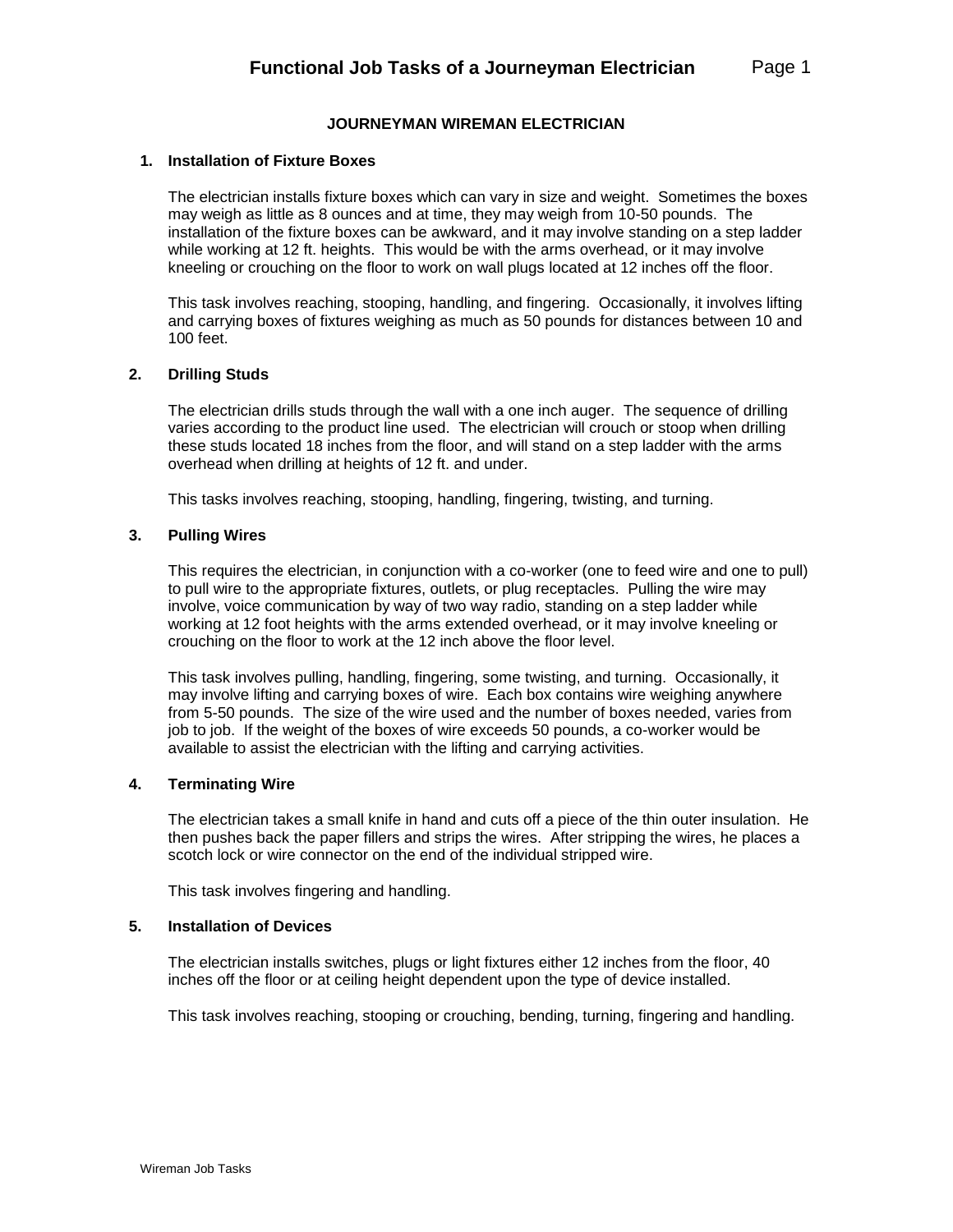# Functional Job Tasks of a Journeyman Electrician

## JOURNEYMAN WIREMAN ELECTRICIAN

### 1. Installation of Fixture Boxes

The electrician installs fixture boxes which can vary in size and weight. Sometimes the boxes may weigh as little as 8 ounces and at time, they may weigh from 10-50 pounds. The installation of the fixture boxes can be awkward, and it may involve standing on a step ladder while working at 12 ft. heights. This would be with the arms overhead, or it may involve kneeling or crouching on the floor to work on wall plugs located at 12 inches off the floor.

This task involves reaching, stooping, handling, and fingering. Occasionally, it involves lifting and carrying boxes of fixtures weighing as much as 50 pounds for distances between 10 and 100 feet.

### 2. Drilling Studs

The electrician drills studs through the wall with a one inch auger. The sequence of drilling varies according to the product line used. The electrician will crouch or stoop when drilling these studs located 18 inches from the floor, and will stand on a step ladder with the arms overhead when drilling at heights of 12 ft. and under.

This tasks involves reaching, stooping, handling, fingering, twisting, and turning.

### 3. Pulling Wires

This requires the electrician, in conjunction with a co-worker (one to feed wire and one to pull) to pull wire to the appropriate fixtures, outlets, or plug receptacles. Pulling the wire may involve, voice communication by way of two way radio, standing on a step ladder while working at 12 foot heights with the arms extended overhead, or it may involve kneeling or crouching on the floor to work at the 12 inch above the floor level.

This task involves pulling, handling, fingering, some twisting, and turning. Occasionally, it may involve lifting and carrying boxes of wire. Each box contains wire weighing anywhere from 5-50 pounds. The size of the wire used and the number of boxes needed, varies from job to job. If the weight of the boxes of wire exceeds 50 pounds, a co-worker would be available to assist the electrician with the lifting and carrying activities.

### 4. Terminating Wire

The electrician takes a small knife in hand and cuts off a piece of the thin outer insulation. He then pushes back the paper fillers and strips the wires. After stripping the wires, he places a scotch lock or wire connector on the end of the individual stripped wire.

This task involves fingering and handling.

### 5. Installation of Devices

The electrician installs switches, plugs or light fixtures either 12 inches from the floor, 40 inches off the floor or at ceiling height dependent upon the type of device installed.

This task involves reaching, stooping or crouching, bending, turning, fingering and handling.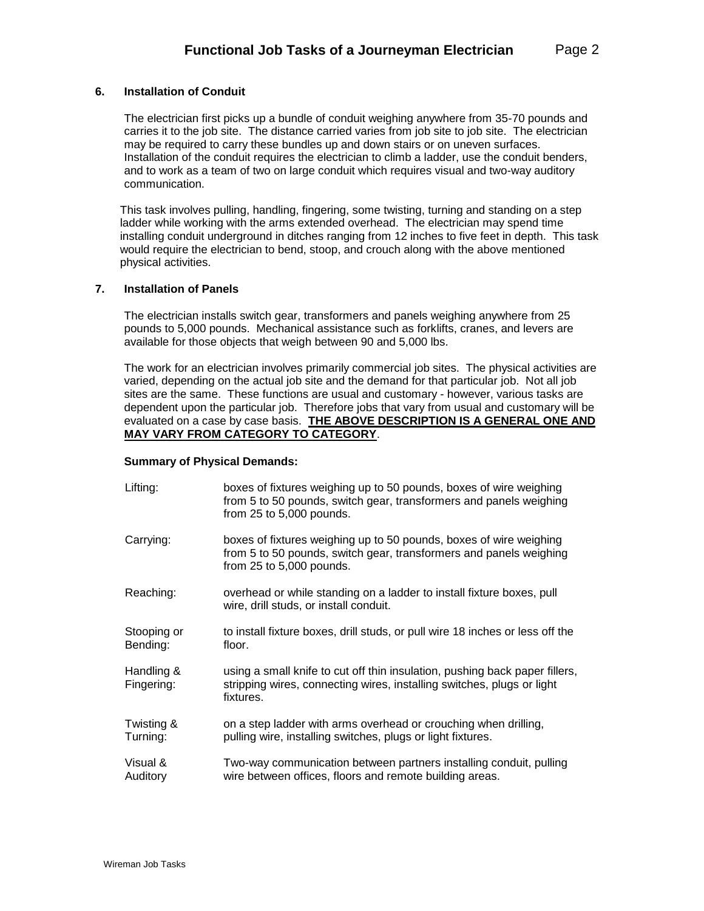### 6. Installation of Conduit

The electrician first picks up a bundle of conduit weighing anywhere from 35-70 pounds and carries it to the job site. The distance carried varies from job site to job site. The electrician may be required to carry these bundles up and down stairs or on uneven surfaces. Installation of the conduit requires the electrician to climb a ladder, use the conduit benders, and to work as a team of two on large conduit which requires visual and two-way auditory communication.

This task involves pulling, handling, fingering, some twisting, turning and standing on a step ladder while working with the arms extended overhead. The electrician may spend time installing conduit underground in ditches ranging from 12 inches to five feet in depth. This task would require the electrician to bend, stoop, and crouch along with the above mentioned physical activities.

### 7. Installation of Panels

The electrician installs switch gear, transformers and panels weighing anywhere from 25 pounds to 5,000 pounds. Mechanical assistance such as forklifts, cranes, and levers are available for those objects that weigh between 90 and 5,000 lbs.

The work for an electrician involves primarily commercial job sites. The physical activities are varied, depending on the actual job site and the demand for that particular job. Not all job sites are the same. These functions are usual and customary - however, various tasks are dependent upon the particular job. Therefore jobs that vary from usual and customary will be evaluated on a case by case basis. **<u>THE ABOVE DESCRIPTION IS A GENERAL ONE AND MAY VARY FROM CATEGORY TO CATEGORY</u>**.

**Summary of Physical Demands:**

| | |
|---|---|
| Lifting: | boxes of fixtures weighing up to 50 pounds, boxes of wire weighing from 5 to 50 pounds, switch gear, transformers and panels weighing from 25 to 5,000 pounds. |
| Carrying: | boxes of fixtures weighing up to 50 pounds, boxes of wire weighing from 5 to 50 pounds, switch gear, transformers and panels weighing from 25 to 5,000 pounds. |
| Reaching: | overhead or while standing on a ladder to install fixture boxes, pull wire, drill studs, or install conduit. |
| Stooping or Bending: | to install fixture boxes, drill studs, or pull wire 18 inches or less off the floor. |
| Handling & Fingering: | using a small knife to cut off thin insulation, pushing back paper fillers, stripping wires, connecting wires, installing switches, plugs or light fixtures. |
| Twisting & Turning: | on a step ladder with arms overhead or crouching when drilling, pulling wire, installing switches, plugs or light fixtures. |
| Visual & Auditory | Two-way communication between partners installing conduit, pulling wire between offices, floors and remote building areas. |